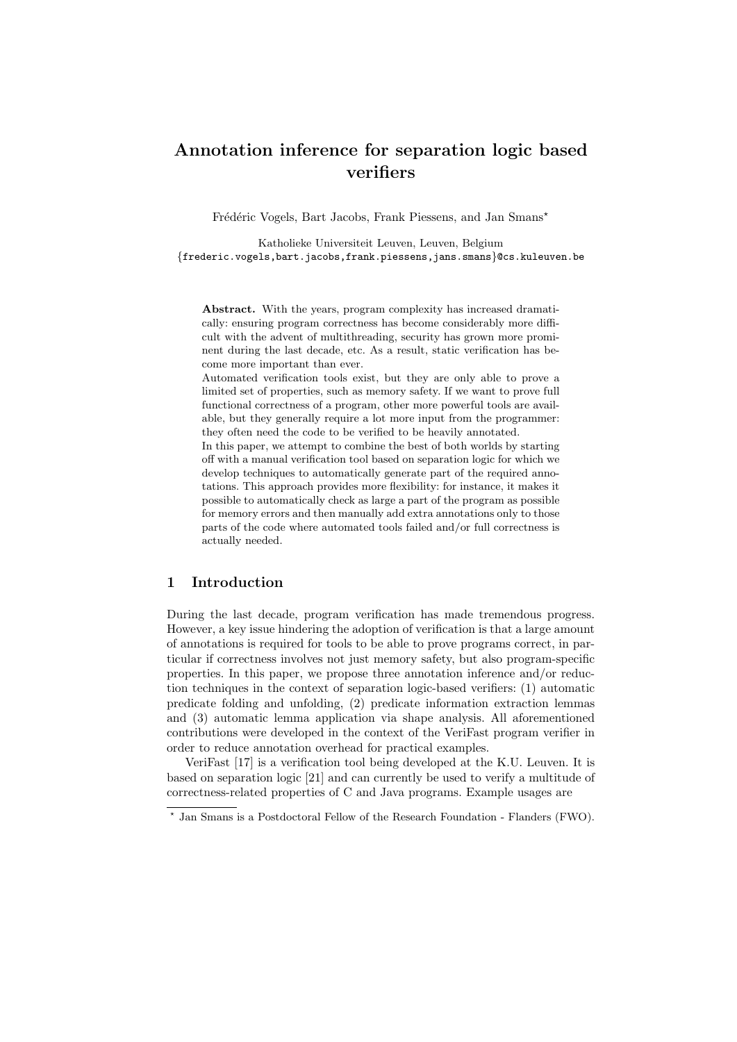# Annotation inference for separation logic based verifiers

Frédéric Vogels, Bart Jacobs, Frank Piessens, and Jan Smans*

Katholieke Universiteit Leuven, Leuven, Belgium
{frederic.vogels,bart.jacobs,frank.piessens,jans.smans}@cs.kuleuven.be

**Abstract.** With the years, program complexity has increased dramatically: ensuring program correctness has become considerably more difficult with the advent of multithreading, security has grown more prominent during the last decade, etc. As a result, static verification has become more important than ever.

Automated verification tools exist, but they are only able to prove a limited set of properties, such as memory safety. If we want to prove full functional correctness of a program, other more powerful tools are available, but they generally require a lot more input from the programmer: they often need the code to be verified to be heavily annotated.

In this paper, we attempt to combine the best of both worlds by starting off with a manual verification tool based on separation logic for which we develop techniques to automatically generate part of the required annotations. This approach provides more flexibility: for instance, it makes it possible to automatically check as large a part of the program as possible for memory errors and then manually add extra annotations only to those parts of the code where automated tools failed and/or full correctness is actually needed.

## 1 Introduction

During the last decade, program verification has made tremendous progress. However, a key issue hindering the adoption of verification is that a large amount of annotations is required for tools to be able to prove programs correct, in particular if correctness involves not just memory safety, but also program-specific properties. In this paper, we propose three annotation inference and/or reduction techniques in the context of separation logic-based verifiers: (1) automatic predicate folding and unfolding, (2) predicate information extraction lemmas and (3) automatic lemma application via shape analysis. All aforementioned contributions were developed in the context of the VeriFast program verifier in order to reduce annotation overhead for practical examples.

VeriFast [17] is a verification tool being developed at the K.U. Leuven. It is based on separation logic [21] and can currently be used to verify a multitude of correctness-related properties of C and Java programs. Example usages are

* Jan Smans is a Postdoctoral Fellow of the Research Foundation - Flanders (FWO).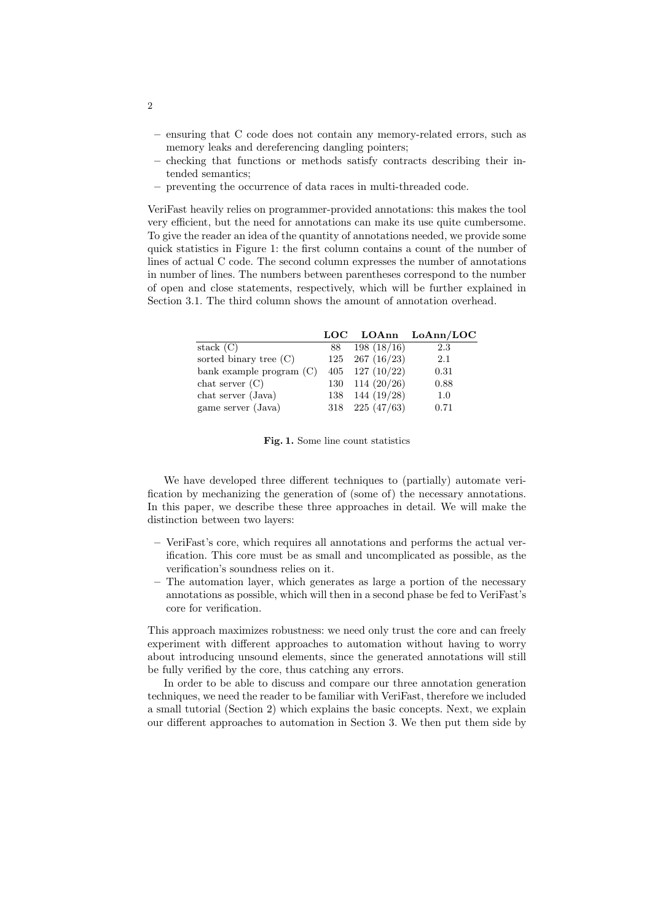- ensuring that C code does not contain any memory-related errors, such as memory leaks and dereferencing dangling pointers;
- checking that functions or methods satisfy contracts describing their intended semantics;
- preventing the occurrence of data races in multi-threaded code.

VeriFast heavily relies on programmer-provided annotations: this makes the tool very efficient, but the need for annotations can make its use quite cumbersome. To give the reader an idea of the quantity of annotations needed, we provide some quick statistics in Figure 1: the first column contains a count of the number of lines of actual C code. The second column expresses the number of annotations in number of lines. The numbers between parentheses correspond to the number of open and close statements, respectively, which will be further explained in Section 3.1. The third column shows the amount of annotation overhead.

| | **LOC** | **LOAnn** | **LoAnn/LOC** |
|---|---|---|---|
| stack (C) | 88 | 198 (18/16) | 2.3 |
| sorted binary tree (C) | 125 | 267 (16/23) | 2.1 |
| bank example program (C) | 405 | 127 (10/22) | 0.31 |
| chat server (C) | 130 | 114 (20/26) | 0.88 |
| chat server (Java) | 138 | 144 (19/28) | 1.0 |
| game server (Java) | 318 | 225 (47/63) | 0.71 |

**Fig. 1.** Some line count statistics

We have developed three different techniques to (partially) automate verification by mechanizing the generation of (some of) the necessary annotations. In this paper, we describe these three approaches in detail. We will make the distinction between two layers:

- VeriFast's core, which requires all annotations and performs the actual verification. This core must be as small and uncomplicated as possible, as the verification's soundness relies on it.
- The automation layer, which generates as large a portion of the necessary annotations as possible, which will then in a second phase be fed to VeriFast's core for verification.

This approach maximizes robustness: we need only trust the core and can freely experiment with different approaches to automation without having to worry about introducing unsound elements, since the generated annotations will still be fully verified by the core, thus catching any errors.

In order to be able to discuss and compare our three annotation generation techniques, we need the reader to be familiar with VeriFast, therefore we included a small tutorial (Section 2) which explains the basic concepts. Next, we explain our different approaches to automation in Section 3. We then put them side by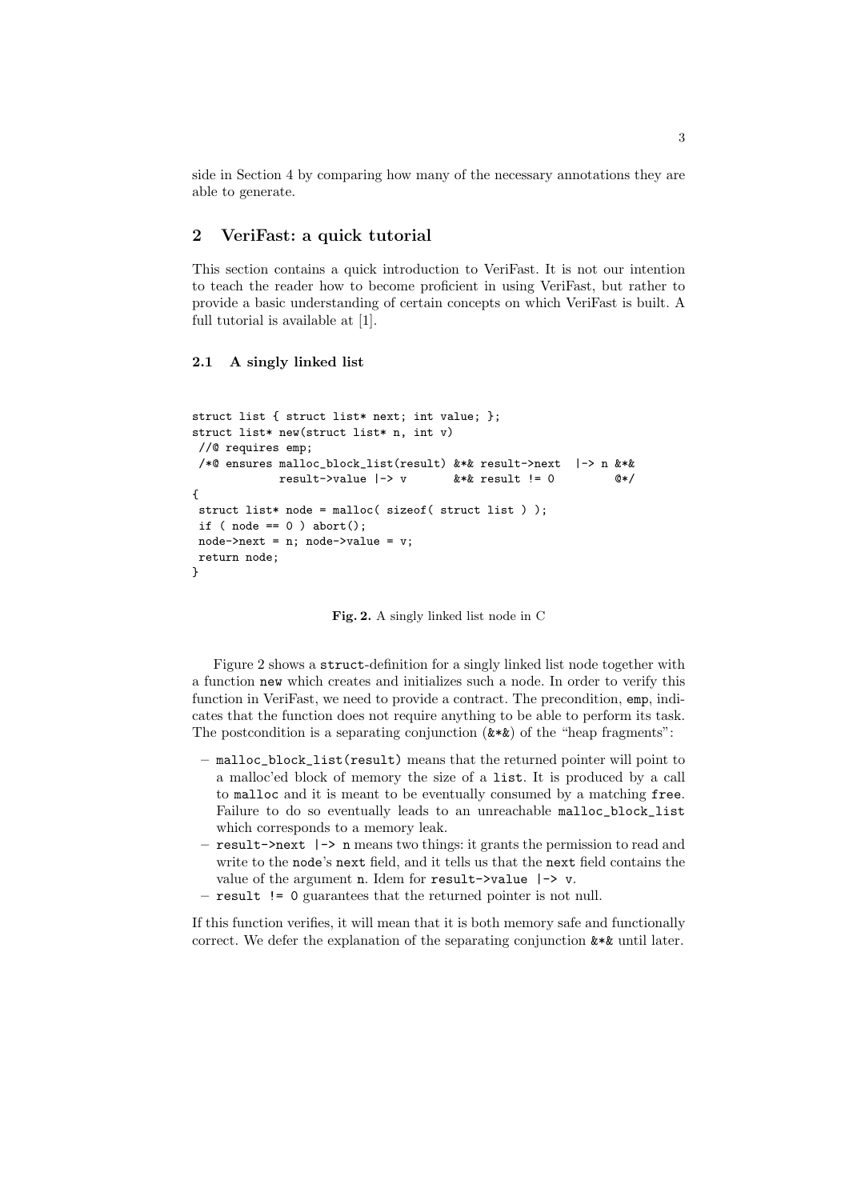side in Section 4 by comparing how many of the necessary annotations they are able to generate.

## 2 VeriFast: a quick tutorial

This section contains a quick introduction to VeriFast. It is not our intention to teach the reader how to become proficient in using VeriFast, but rather to provide a basic understanding of certain concepts on which VeriFast is built. A full tutorial is available at [1].

### 2.1 A singly linked list

```
struct list { struct list* next; int value; };
struct list* new(struct list* n, int v)
 //@ requires emp;
 /*@ ensures malloc_block_list(result) &*& result->next  |-> n &*&
             result->value |-> v       &*& result != 0         @*/
{
 struct list* node = malloc( sizeof( struct list ) );
 if ( node == 0 ) abort();
 node->next = n; node->value = v;
 return node;
}
```

**Fig. 2.** A singly linked list node in C

Figure 2 shows a `struct`-definition for a singly linked list node together with a function `new` which creates and initializes such a node. In order to verify this function in VeriFast, we need to provide a contract. The precondition, `emp`, indicates that the function does not require anything to be able to perform its task. The postcondition is a separating conjunction (`&*&`) of the "heap fragments":

- `malloc_block_list(result)` means that the returned pointer will point to a malloc'ed block of memory the size of a `list`. It is produced by a call to `malloc` and it is meant to be eventually consumed by a matching `free`. Failure to do so eventually leads to an unreachable `malloc_block_list` which corresponds to a memory leak.
- `result->next |-> n` means two things: it grants the permission to read and write to the `node`'s `next` field, and it tells us that the `next` field contains the value of the argument `n`. Idem for `result->value |-> v`.
- `result != 0` guarantees that the returned pointer is not null.

If this function verifies, it will mean that it is both memory safe and functionally correct. We defer the explanation of the separating conjunction `&*&` until later.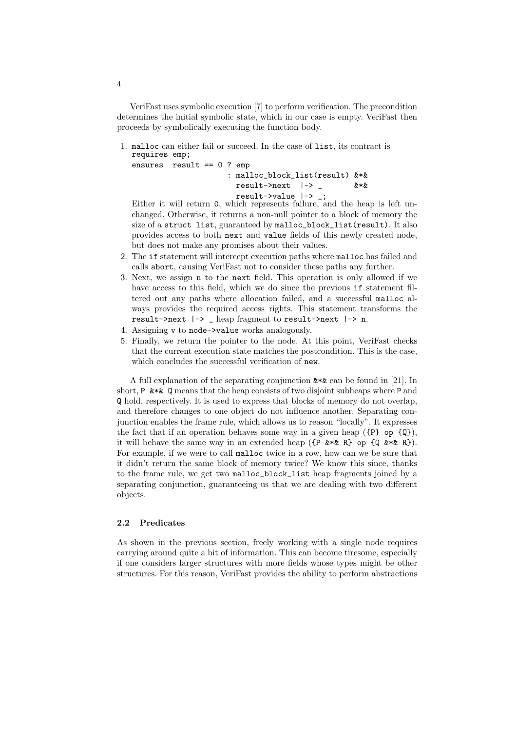VeriFast uses symbolic execution [7] to perform verification. The precondition determines the initial symbolic state, which in our case is empty. VeriFast then proceeds by symbolically executing the function body.

1. malloc can either fail or succeed. In the case of list, its contract is

   ```
   requires emp;
   ensures  result == 0 ? emp
                        : malloc_block_list(result) &*&
                          result->next  |-> _       &*&
                          result->value |-> _;
   ```

   Either it will return 0, which represents failure, and the heap is left unchanged. Otherwise, it returns a non-null pointer to a block of memory the size of a struct list, guaranteed by malloc_block_list(result). It also provides access to both next and value fields of this newly created node, but does not make any promises about their values.
2. The if statement will intercept execution paths where malloc has failed and calls abort, causing VeriFast not to consider these paths any further.
3. Next, we assign n to the next field. This operation is only allowed if we have access to this field, which we do since the previous if statement filtered out any paths where allocation failed, and a successful malloc always provides the required access rights. This statement transforms the result->next |-> _ heap fragment to result->next |-> n.
4. Assigning v to node->value works analogously.
5. Finally, we return the pointer to the node. At this point, VeriFast checks that the current execution state matches the postcondition. This is the case, which concludes the successful verification of new.

A full explanation of the separating conjunction &*& can be found in [21]. In short, P &*& Q means that the heap consists of two disjoint subheaps where P and Q hold, respectively. It is used to express that blocks of memory do not overlap, and therefore changes to one object do not influence another. Separating conjunction enables the frame rule, which allows us to reason "locally". It expresses the fact that if an operation behaves some way in a given heap ({P} op {Q}), it will behave the same way in an extended heap ({P &*& R} op {Q &*& R}). For example, if we were to call malloc twice in a row, how can we be sure that it didn't return the same block of memory twice? We know this since, thanks to the frame rule, we get two malloc_block_list heap fragments joined by a separating conjunction, guaranteeing us that we are dealing with two different objects.

### 2.2 Predicates

As shown in the previous section, freely working with a single node requires carrying around quite a bit of information. This can become tiresome, especially if one considers larger structures with more fields whose types might be other structures. For this reason, VeriFast provides the ability to perform abstractions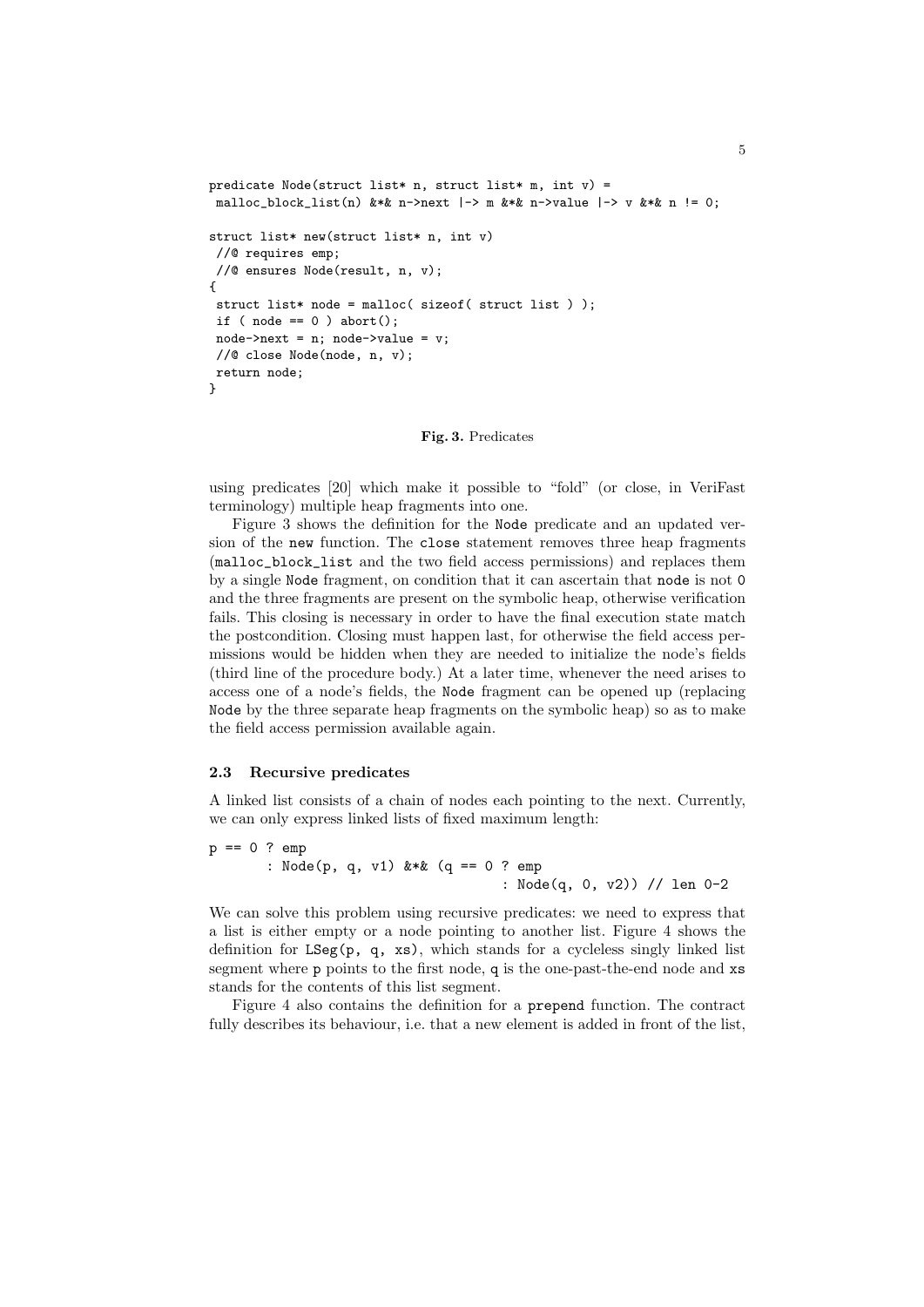```
predicate Node(struct list* n, struct list* m, int v) =
 malloc_block_list(n) &*& n->next |-> m &*& n->value |-> v &*& n != 0;

struct list* new(struct list* n, int v)
 //@ requires emp;
 //@ ensures Node(result, n, v);
{
 struct list* node = malloc( sizeof( struct list ) );
 if ( node == 0 ) abort();
 node->next = n; node->value = v;
 //@ close Node(node, n, v);
 return node;
}
```

**Fig. 3.** Predicates

using predicates [20] which make it possible to "fold" (or close, in VeriFast terminology) multiple heap fragments into one.

Figure 3 shows the definition for the `Node` predicate and an updated version of the `new` function. The `close` statement removes three heap fragments (`malloc_block_list` and the two field access permissions) and replaces them by a single `Node` fragment, on condition that it can ascertain that `node` is not `0` and the three fragments are present on the symbolic heap, otherwise verification fails. This closing is necessary in order to have the final execution state match the postcondition. Closing must happen last, for otherwise the field access permissions would be hidden when they are needed to initialize the node's fields (third line of the procedure body.) At a later time, whenever the need arises to access one of a node's fields, the `Node` fragment can be opened up (replacing `Node` by the three separate heap fragments on the symbolic heap) so as to make the field access permission available again.

### 2.3 Recursive predicates

A linked list consists of a chain of nodes each pointing to the next. Currently, we can only express linked lists of fixed maximum length:

```
p == 0 ? emp
       : Node(p, q, v1) &*& (q == 0 ? emp
                                    : Node(q, 0, v2)) // len 0-2
```

We can solve this problem using recursive predicates: we need to express that a list is either empty or a node pointing to another list. Figure 4 shows the definition for `LSeg(p, q, xs)`, which stands for a cycleless singly linked list segment where `p` points to the first node, `q` is the one-past-the-end node and `xs` stands for the contents of this list segment.

Figure 4 also contains the definition for a `prepend` function. The contract fully describes its behaviour, i.e. that a new element is added in front of the list,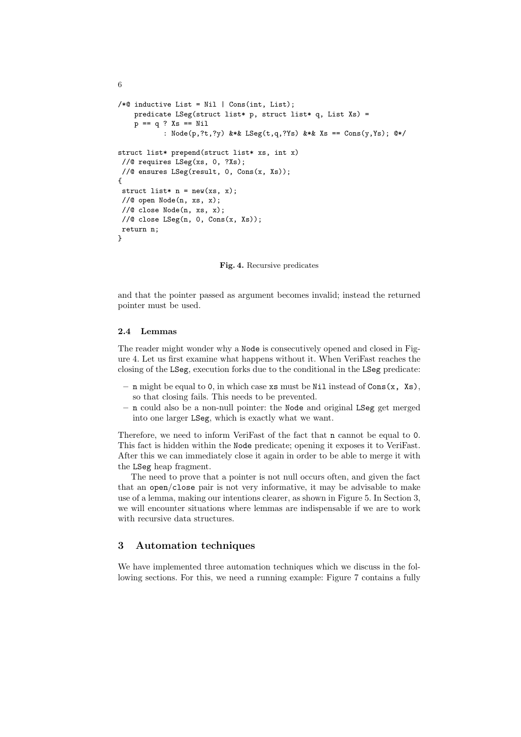```
/*@ inductive List = Nil | Cons(int, List);
    predicate LSeg(struct list* p, struct list* q, List Xs) =
    p == q ? Xs == Nil
           : Node(p,?t,?y) &*& LSeg(t,q,?Ys) &*& Xs == Cons(y,Ys); @*/

struct list* prepend(struct list* xs, int x)
 //@ requires LSeg(xs, 0, ?Xs);
 //@ ensures LSeg(result, 0, Cons(x, Xs));
{
 struct list* n = new(xs, x);
 //@ open Node(n, xs, x);
 //@ close Node(n, xs, x);
 //@ close LSeg(n, 0, Cons(x, Xs));
 return n;
}
```

**Fig. 4.** Recursive predicates

and that the pointer passed as argument becomes invalid; instead the returned pointer must be used.

### 2.4 Lemmas

The reader might wonder why a `Node` is consecutively opened and closed in Figure 4. Let us first examine what happens without it. When VeriFast reaches the closing of the `LSeg`, execution forks due to the conditional in the `LSeg` predicate:

- `n` might be equal to `0`, in which case `xs` must be `Nil` instead of `Cons(x, Xs)`, so that closing fails. This needs to be prevented.
- `n` could also be a non-null pointer: the `Node` and original `LSeg` get merged into one larger `LSeg`, which is exactly what we want.

Therefore, we need to inform VeriFast of the fact that `n` cannot be equal to `0`. This fact is hidden within the `Node` predicate; opening it exposes it to VeriFast. After this we can immediately close it again in order to be able to merge it with the `LSeg` heap fragment.

The need to prove that a pointer is not null occurs often, and given the fact that an `open`/`close` pair is not very informative, it may be advisable to make use of a lemma, making our intentions clearer, as shown in Figure 5. In Section 3, we will encounter situations where lemmas are indispensable if we are to work with recursive data structures.

## 3 Automation techniques

We have implemented three automation techniques which we discuss in the following sections. For this, we need a running example: Figure 7 contains a fully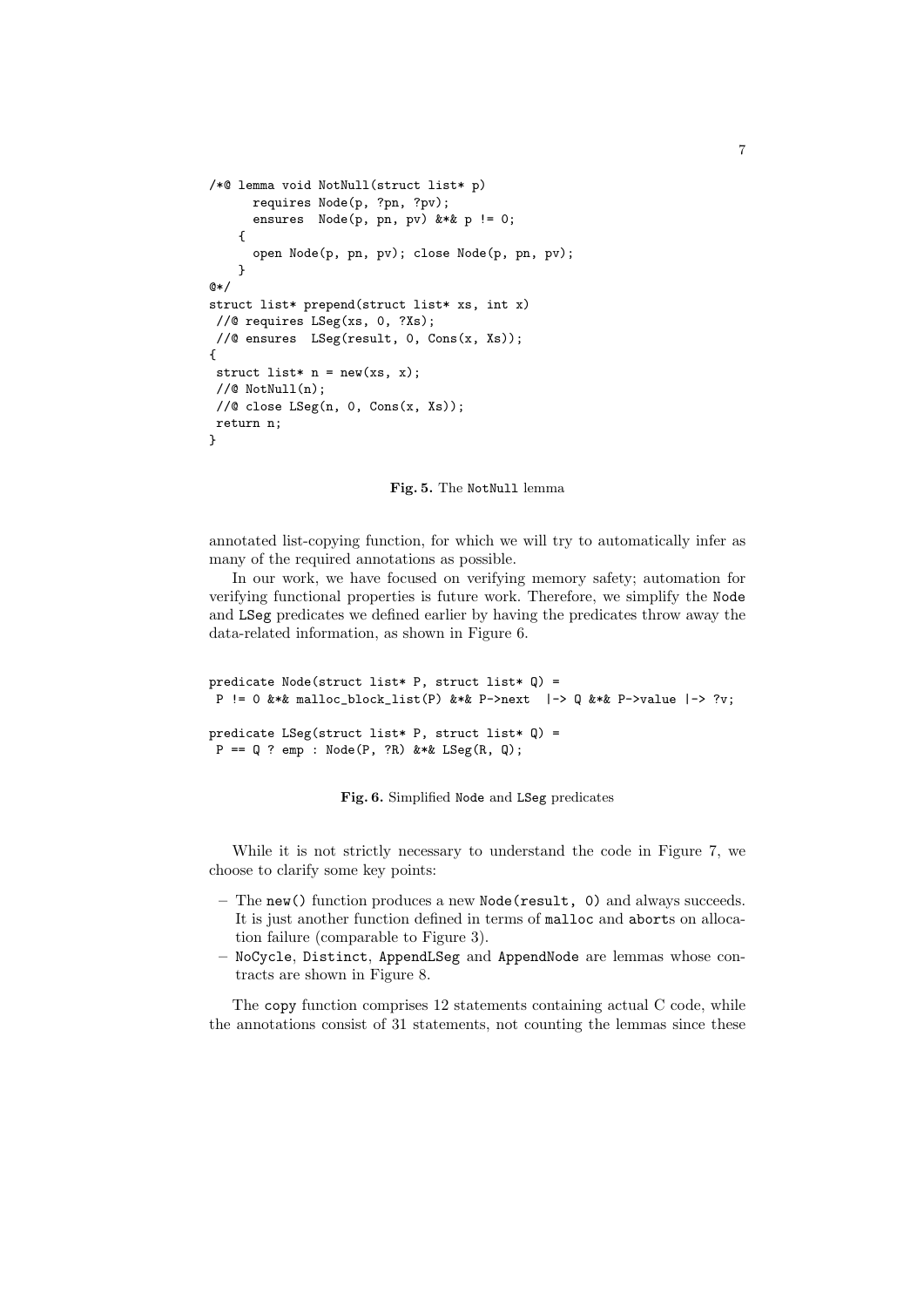```
/*@ lemma void NotNull(struct list* p)
      requires Node(p, ?pn, ?pv);
      ensures  Node(p, pn, pv) &*& p != 0;
    {
      open Node(p, pn, pv); close Node(p, pn, pv);
    }
@*/
struct list* prepend(struct list* xs, int x)
 //@ requires LSeg(xs, 0, ?Xs);
 //@ ensures  LSeg(result, 0, Cons(x, Xs));
{
 struct list* n = new(xs, x);
 //@ NotNull(n);
 //@ close LSeg(n, 0, Cons(x, Xs));
 return n;
}
```

**Fig. 5.** The `NotNull` lemma

annotated list-copying function, for which we will try to automatically infer as many of the required annotations as possible.

In our work, we have focused on verifying memory safety; automation for verifying functional properties is future work. Therefore, we simplify the `Node` and `LSeg` predicates we defined earlier by having the predicates throw away the data-related information, as shown in Figure 6.

```
predicate Node(struct list* P, struct list* Q) =
 P != 0 &*& malloc_block_list(P) &*& P->next  |-> Q &*& P->value |-> ?v;

predicate LSeg(struct list* P, struct list* Q) =
 P == Q ? emp : Node(P, ?R) &*& LSeg(R, Q);
```

**Fig. 6.** Simplified `Node` and `LSeg` predicates

While it is not strictly necessary to understand the code in Figure 7, we choose to clarify some key points:

- The `new()` function produces a new `Node(result, 0)` and always succeeds. It is just another function defined in terms of `malloc` and `abort`s on allocation failure (comparable to Figure 3).
- `NoCycle`, `Distinct`, `AppendLSeg` and `AppendNode` are lemmas whose contracts are shown in Figure 8.

The `copy` function comprises 12 statements containing actual C code, while the annotations consist of 31 statements, not counting the lemmas since these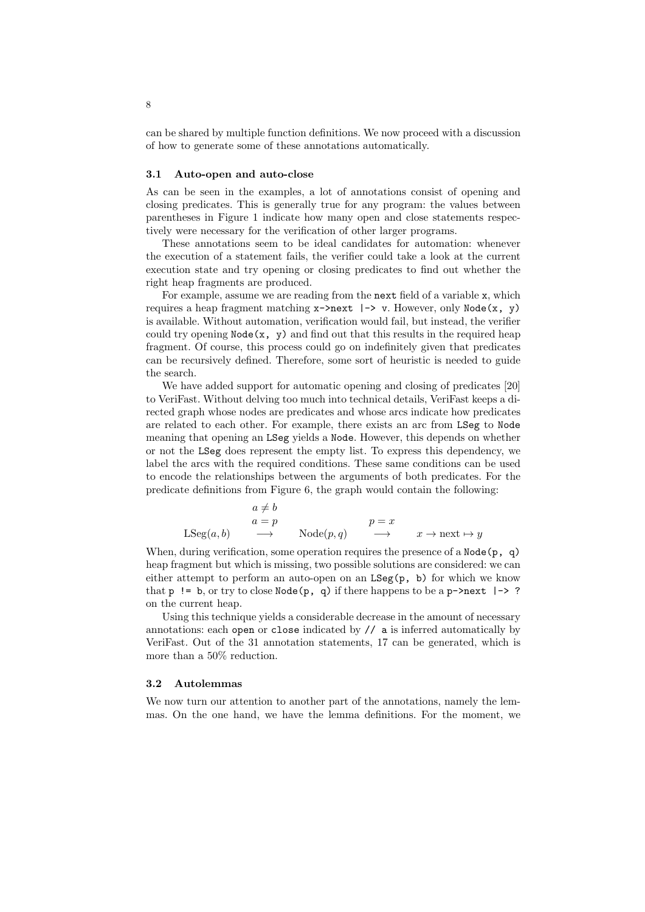can be shared by multiple function definitions. We now proceed with a discussion of how to generate some of these annotations automatically.

### 3.1 Auto-open and auto-close

As can be seen in the examples, a lot of annotations consist of opening and closing predicates. This is generally true for any program: the values between parentheses in Figure 1 indicate how many open and close statements respectively were necessary for the verification of other larger programs.

These annotations seem to be ideal candidates for automation: whenever the execution of a statement fails, the verifier could take a look at the current execution state and try opening or closing predicates to find out whether the right heap fragments are produced.

For example, assume we are reading from the `next` field of a variable `x`, which requires a heap fragment matching `x->next |-> v`. However, only `Node(x, y)` is available. Without automation, verification would fail, but instead, the verifier could try opening `Node(x, y)` and find out that this results in the required heap fragment. Of course, this process could go on indefinitely given that predicates can be recursively defined. Therefore, some sort of heuristic is needed to guide the search.

We have added support for automatic opening and closing of predicates [20] to VeriFast. Without delving too much into technical details, VeriFast keeps a directed graph whose nodes are predicates and whose arcs indicate how predicates are related to each other. For example, there exists an arc from `LSeg` to `Node` meaning that opening an `LSeg` yields a `Node`. However, this depends on whether or not the `LSeg` does represent the empty list. To express this dependency, we label the arcs with the required conditions. These same conditions can be used to encode the relationships between the arguments of both predicates. For the predicate definitions from Figure 6, the graph would contain the following:

$$\mathrm{LSeg}(a,b) \quad \overset{\substack{a \neq b \\ a = p}}{\longrightarrow} \quad \mathrm{Node}(p,q) \quad \overset{p = x}{\longrightarrow} \quad x \rightarrow \mathrm{next} \mapsto y$$

When, during verification, some operation requires the presence of a `Node(p, q)` heap fragment but which is missing, two possible solutions are considered: we can either attempt to perform an auto-open on an `LSeg(p, b)` for which we know that `p != b`, or try to close `Node(p, q)` if there happens to be a `p->next |-> ?` on the current heap.

Using this technique yields a considerable decrease in the amount of necessary annotations: each `open` or `close` indicated by `// a` is inferred automatically by VeriFast. Out of the 31 annotation statements, 17 can be generated, which is more than a 50% reduction.

### 3.2 Autolemmas

We now turn our attention to another part of the annotations, namely the lemmas. On the one hand, we have the lemma definitions. For the moment, we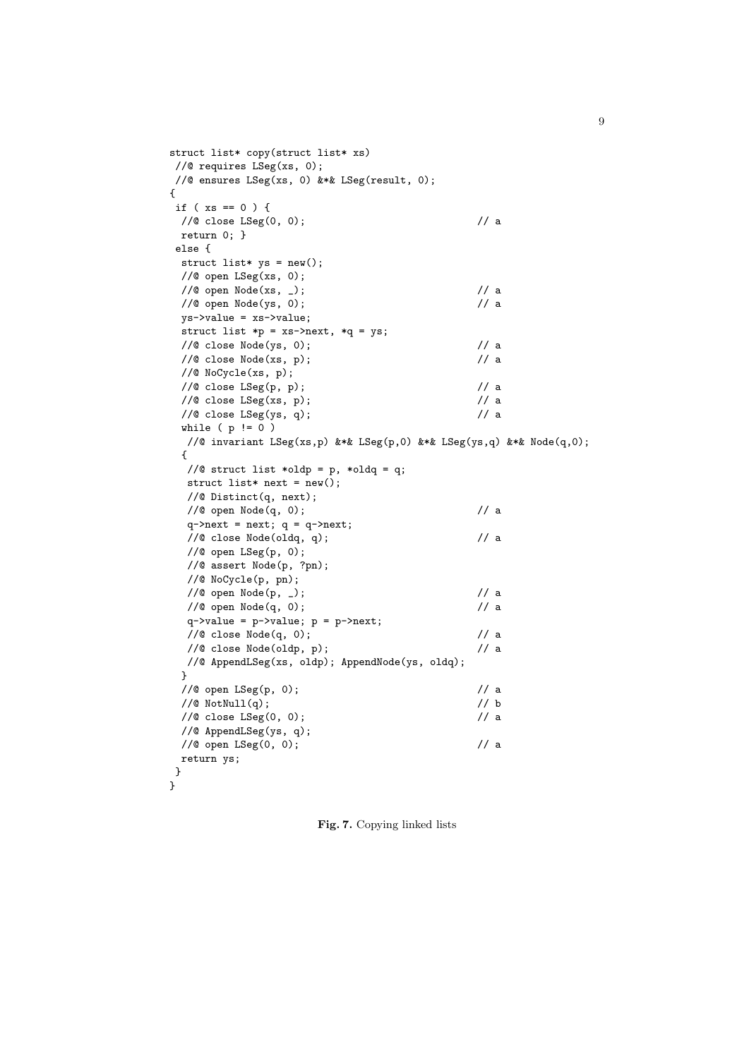```
struct list* copy(struct list* xs)
 //@ requires LSeg(xs, 0);
 //@ ensures LSeg(xs, 0) &*& LSeg(result, 0);
{
 if ( xs == 0 ) {
  //@ close LSeg(0, 0);                           // a
  return 0; }
 else {
  struct list* ys = new();
  //@ open LSeg(xs, 0);
  //@ open Node(xs, _);                           // a
  //@ open Node(ys, 0);                           // a
  ys->value = xs->value;
  struct list *p = xs->next, *q = ys;
  //@ close Node(ys, 0);                          // a
  //@ close Node(xs, p);                          // a
  //@ NoCycle(xs, p);
  //@ close LSeg(p, p);                           // a
  //@ close LSeg(xs, p);                          // a
  //@ close LSeg(ys, q);                          // a
  while ( p != 0 )
   //@ invariant LSeg(xs,p) &*& LSeg(p,0) &*& LSeg(ys,q) &*& Node(q,0);
  {
   //@ struct list *oldp = p, *oldq = q;
   struct list* next = new();
   //@ Distinct(q, next);
   //@ open Node(q, 0);                           // a
   q->next = next; q = q->next;
   //@ close Node(oldq, q);                       // a
   //@ open LSeg(p, 0);
   //@ assert Node(p, ?pn);
   //@ NoCycle(p, pn);
   //@ open Node(p, _);                           // a
   //@ open Node(q, 0);                           // a
   q->value = p->value; p = p->next;
   //@ close Node(q, 0);                          // a
   //@ close Node(oldp, p);                       // a
   //@ AppendLSeg(xs, oldp); AppendNode(ys, oldq);
  }
  //@ open LSeg(p, 0);                            // a
  //@ NotNull(q);                                 // b
  //@ close LSeg(0, 0);                           // a
  //@ AppendLSeg(ys, q);
  //@ open LSeg(0, 0);                            // a
  return ys;
 }
}
```

**Fig. 7.** Copying linked lists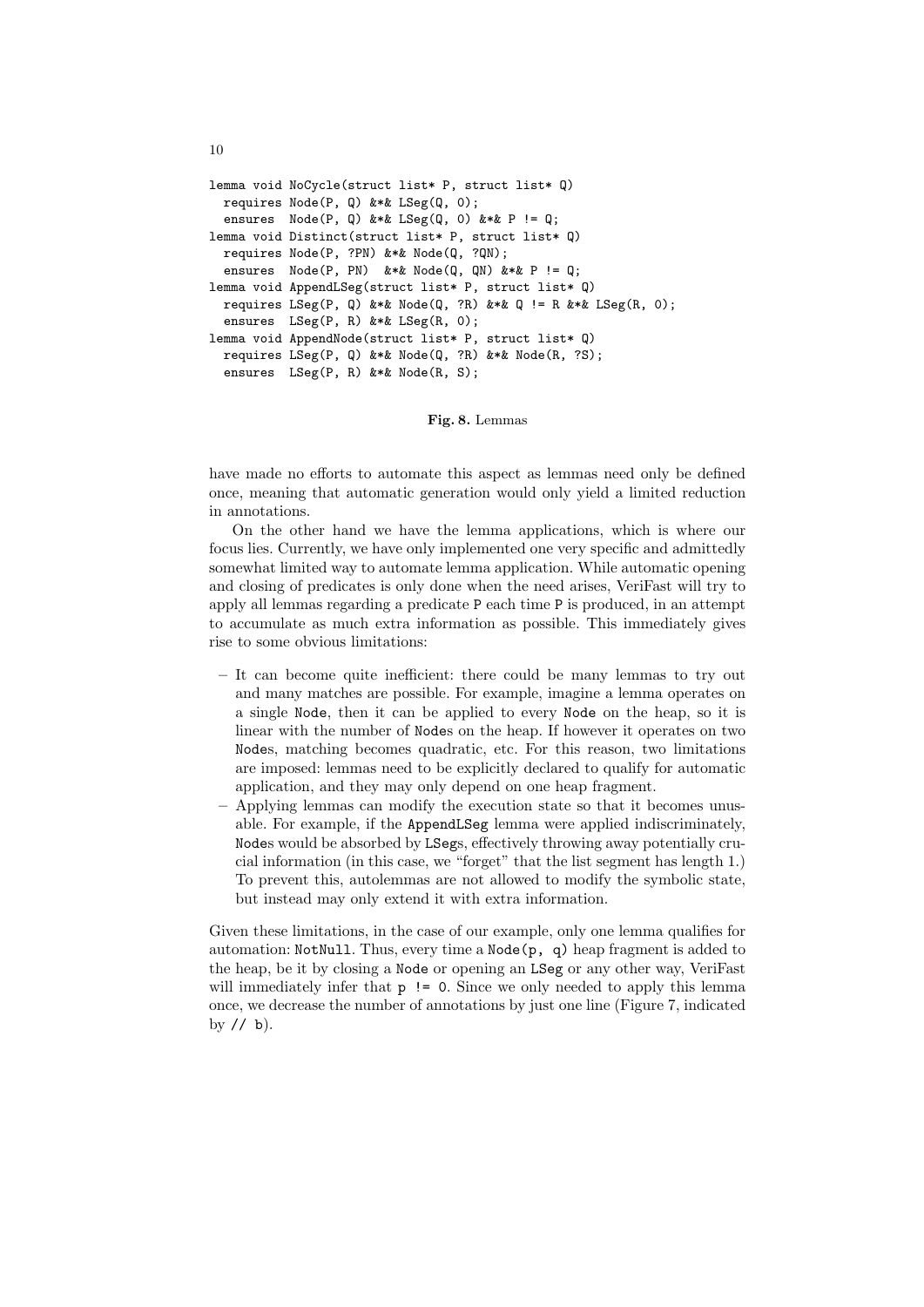```
lemma void NoCycle(struct list* P, struct list* Q)
  requires Node(P, Q) &*& LSeg(Q, 0);
  ensures  Node(P, Q) &*& LSeg(Q, 0) &*& P != Q;
lemma void Distinct(struct list* P, struct list* Q)
  requires Node(P, ?PN) &*& Node(Q, ?QN);
  ensures  Node(P, PN)  &*& Node(Q, QN) &*& P != Q;
lemma void AppendLSeg(struct list* P, struct list* Q)
  requires LSeg(P, Q) &*& Node(Q, ?R) &*& Q != R &*& LSeg(R, 0);
  ensures  LSeg(P, R) &*& LSeg(R, 0);
lemma void AppendNode(struct list* P, struct list* Q)
  requires LSeg(P, Q) &*& Node(Q, ?R) &*& Node(R, ?S);
  ensures  LSeg(P, R) &*& Node(R, S);
```

**Fig. 8.** Lemmas

have made no efforts to automate this aspect as lemmas need only be defined once, meaning that automatic generation would only yield a limited reduction in annotations.

On the other hand we have the lemma applications, which is where our focus lies. Currently, we have only implemented one very specific and admittedly somewhat limited way to automate lemma application. While automatic opening and closing of predicates is only done when the need arises, VeriFast will try to apply all lemmas regarding a predicate `P` each time `P` is produced, in an attempt to accumulate as much extra information as possible. This immediately gives rise to some obvious limitations:

- It can become quite inefficient: there could be many lemmas to try out and many matches are possible. For example, imagine a lemma operates on a single `Node`, then it can be applied to every `Node` on the heap, so it is linear with the number of `Node`s on the heap. If however it operates on two `Node`s, matching becomes quadratic, etc. For this reason, two limitations are imposed: lemmas need to be explicitly declared to qualify for automatic application, and they may only depend on one heap fragment.
- Applying lemmas can modify the execution state so that it becomes unusable. For example, if the `AppendLSeg` lemma were applied indiscriminately, `Node`s would be absorbed by `LSeg`s, effectively throwing away potentially crucial information (in this case, we "forget" that the list segment has length 1.) To prevent this, autolemmas are not allowed to modify the symbolic state, but instead may only extend it with extra information.

Given these limitations, in the case of our example, only one lemma qualifies for automation: `NotNull`. Thus, every time a `Node(p, q)` heap fragment is added to the heap, be it by closing a `Node` or opening an `LSeg` or any other way, VeriFast will immediately infer that `p != 0`. Since we only needed to apply this lemma once, we decrease the number of annotations by just one line (Figure 7, indicated by `// b`).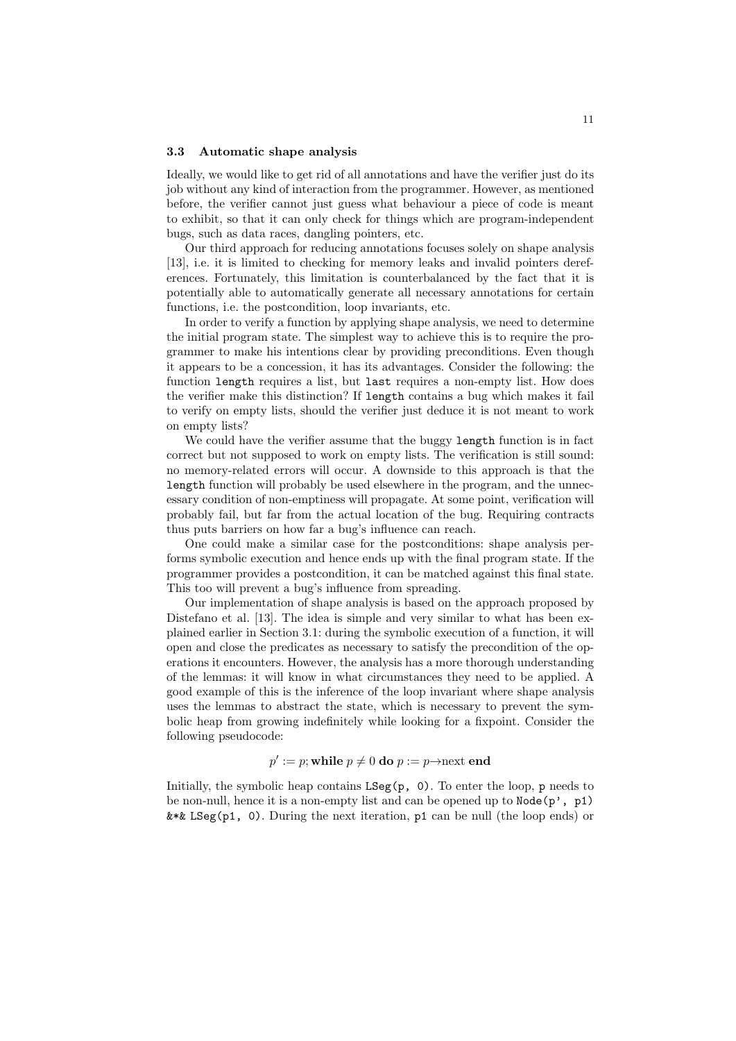### 3.3 Automatic shape analysis

Ideally, we would like to get rid of all annotations and have the verifier just do its job without any kind of interaction from the programmer. However, as mentioned before, the verifier cannot just guess what behaviour a piece of code is meant to exhibit, so that it can only check for things which are program-independent bugs, such as data races, dangling pointers, etc.

Our third approach for reducing annotations focuses solely on shape analysis [13], i.e. it is limited to checking for memory leaks and invalid pointers dereferences. Fortunately, this limitation is counterbalanced by the fact that it is potentially able to automatically generate all necessary annotations for certain functions, i.e. the postcondition, loop invariants, etc.

In order to verify a function by applying shape analysis, we need to determine the initial program state. The simplest way to achieve this is to require the programmer to make his intentions clear by providing preconditions. Even though it appears to be a concession, it has its advantages. Consider the following: the function `length` requires a list, but `last` requires a non-empty list. How does the verifier make this distinction? If `length` contains a bug which makes it fail to verify on empty lists, should the verifier just deduce it is not meant to work on empty lists?

We could have the verifier assume that the buggy `length` function is in fact correct but not supposed to work on empty lists. The verification is still sound: no memory-related errors will occur. A downside to this approach is that the `length` function will probably be used elsewhere in the program, and the unnecessary condition of non-emptiness will propagate. At some point, verification will probably fail, but far from the actual location of the bug. Requiring contracts thus puts barriers on how far a bug's influence can reach.

One could make a similar case for the postconditions: shape analysis performs symbolic execution and hence ends up with the final program state. If the programmer provides a postcondition, it can be matched against this final state. This too will prevent a bug's influence from spreading.

Our implementation of shape analysis is based on the approach proposed by Distefano et al. [13]. The idea is simple and very similar to what has been explained earlier in Section 3.1: during the symbolic execution of a function, it will open and close the predicates as necessary to satisfy the precondition of the operations it encounters. However, the analysis has a more thorough understanding of the lemmas: it will know in what circumstances they need to be applied. A good example of this is the inference of the loop invariant where shape analysis uses the lemmas to abstract the state, which is necessary to prevent the symbolic heap from growing indefinitely while looking for a fixpoint. Consider the following pseudocode:

$$p' := p; \textbf{while } p \neq 0 \textbf{ do } p := p \rightarrow \text{next } \textbf{end}$$

Initially, the symbolic heap contains `LSeg(p, 0)`. To enter the loop, `p` needs to be non-null, hence it is a non-empty list and can be opened up to `Node(p', p1) &*& LSeg(p1, 0)`. During the next iteration, `p1` can be null (the loop ends) or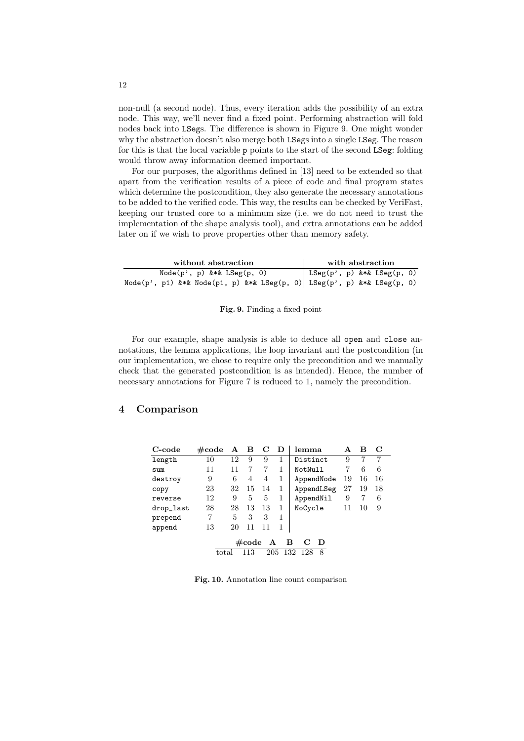non-null (a second node). Thus, every iteration adds the possibility of an extra node. This way, we'll never find a fixed point. Performing abstraction will fold nodes back into LSegs. The difference is shown in Figure 9. One might wonder why the abstraction doesn't also merge both LSegs into a single LSeg. The reason for this is that the local variable p points to the start of the second LSeg: folding would throw away information deemed important.

For our purposes, the algorithms defined in [13] need to be extended so that apart from the verification results of a piece of code and final program states which determine the postcondition, they also generate the necessary annotations to be added to the verified code. This way, the results can be checked by VeriFast, keeping our trusted core to a minimum size (i.e. we do not need to trust the implementation of the shape analysis tool), and extra annotations can be added later on if we wish to prove properties other than memory safety.

| without abstraction | with abstraction |
|---|---|
| `Node(p', p) &*& LSeg(p, 0)` | `LSeg(p', p) &*& LSeg(p, 0)` |
| `Node(p', p1) &*& Node(p1, p) &*& LSeg(p, 0)` | `LSeg(p', p) &*& LSeg(p, 0)` |

**Fig. 9.** Finding a fixed point

For our example, shape analysis is able to deduce all open and close annotations, the lemma applications, the loop invariant and the postcondition (in our implementation, we chose to require only the precondition and we manually check that the generated postcondition is as intended). Hence, the number of necessary annotations for Figure 7 is reduced to 1, namely the precondition.

## 4 Comparison

| C-code | #code | A | B | C | D | lemma | A | B | C |
|---|---|---|---|---|---|---|---|---|---|
| length | 10 | 12 | 9 | 9 | 1 | Distinct | 9 | 7 | 7 |
| sum | 11 | 11 | 7 | 7 | 1 | NotNull | 7 | 6 | 6 |
| destroy | 9 | 6 | 4 | 4 | 1 | AppendNode | 19 | 16 | 16 |
| copy | 23 | 32 | 15 | 14 | 1 | AppendLSeg | 27 | 19 | 18 |
| reverse | 12 | 9 | 5 | 5 | 1 | AppendNil | 9 | 7 | 6 |
| drop_last | 28 | 28 | 13 | 13 | 1 | NoCycle | 11 | 10 | 9 |
| prepend | 7 | 5 | 3 | 3 | 1 | | | | |
| append | 13 | 20 | 11 | 11 | 1 | | | | |

| | #code | A | B | C | D |
|---|---|---|---|---|---|
| total | 113 | 205 | 132 | 128 | 8 |

**Fig. 10.** Annotation line count comparison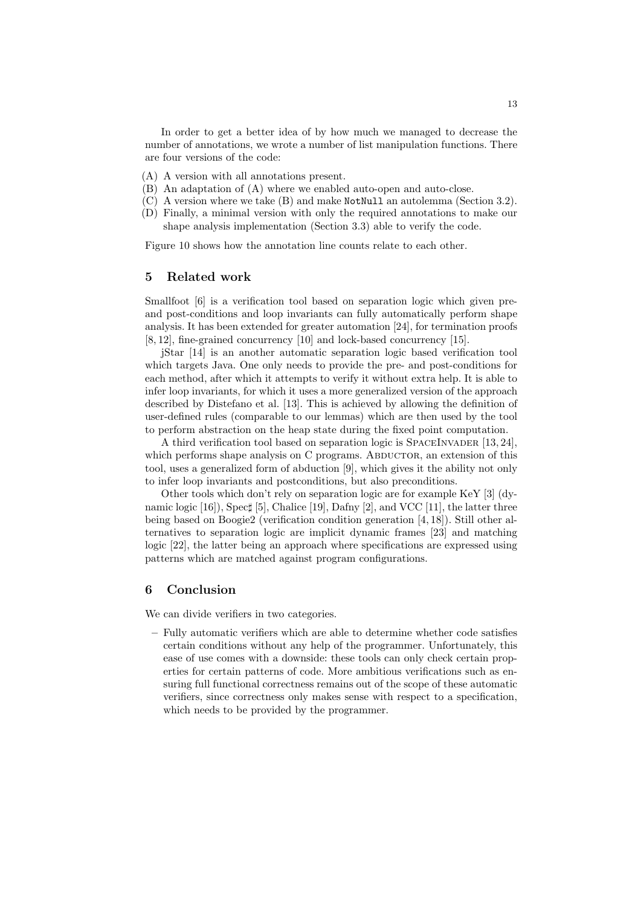In order to get a better idea of by how much we managed to decrease the number of annotations, we wrote a number of list manipulation functions. There are four versions of the code:

(A) A version with all annotations present.
(B) An adaptation of (A) where we enabled auto-open and auto-close.
(C) A version where we take (B) and make `NotNull` an autolemma (Section 3.2).
(D) Finally, a minimal version with only the required annotations to make our shape analysis implementation (Section 3.3) able to verify the code.

Figure 10 shows how the annotation line counts relate to each other.

## 5 Related work

Smallfoot [6] is a verification tool based on separation logic which given pre- and post-conditions and loop invariants can fully automatically perform shape analysis. It has been extended for greater automation [24], for termination proofs [8, 12], fine-grained concurrency [10] and lock-based concurrency [15].

jStar [14] is an another automatic separation logic based verification tool which targets Java. One only needs to provide the pre- and post-conditions for each method, after which it attempts to verify it without extra help. It is able to infer loop invariants, for which it uses a more generalized version of the approach described by Distefano et al. [13]. This is achieved by allowing the definition of user-defined rules (comparable to our lemmas) which are then used by the tool to perform abstraction on the heap state during the fixed point computation.

A third verification tool based on separation logic is SpaceInvader [13, 24], which performs shape analysis on C programs. Abductor, an extension of this tool, uses a generalized form of abduction [9], which gives it the ability not only to infer loop invariants and postconditions, but also preconditions.

Other tools which don't rely on separation logic are for example KeY [3] (dynamic logic [16]), Spec♯ [5], Chalice [19], Dafny [2], and VCC [11], the latter three being based on Boogie2 (verification condition generation [4, 18]). Still other alternatives to separation logic are implicit dynamic frames [23] and matching logic [22], the latter being an approach where specifications are expressed using patterns which are matched against program configurations.

## 6 Conclusion

We can divide verifiers in two categories.

– Fully automatic verifiers which are able to determine whether code satisfies certain conditions without any help of the programmer. Unfortunately, this ease of use comes with a downside: these tools can only check certain properties for certain patterns of code. More ambitious verifications such as ensuring full functional correctness remains out of the scope of these automatic verifiers, since correctness only makes sense with respect to a specification, which needs to be provided by the programmer.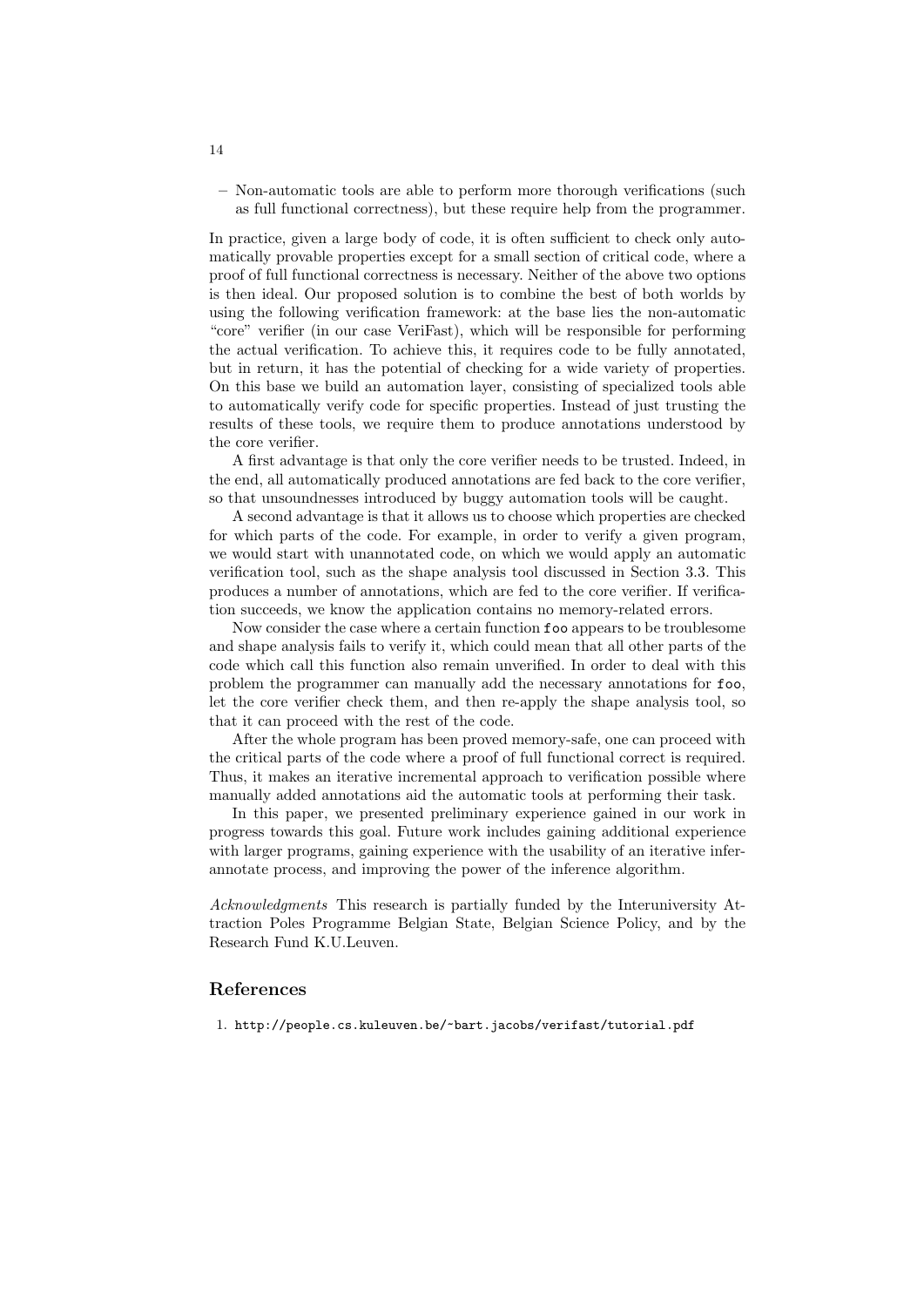– Non-automatic tools are able to perform more thorough verifications (such as full functional correctness), but these require help from the programmer.

In practice, given a large body of code, it is often sufficient to check only automatically provable properties except for a small section of critical code, where a proof of full functional correctness is necessary. Neither of the above two options is then ideal. Our proposed solution is to combine the best of both worlds by using the following verification framework: at the base lies the non-automatic "core" verifier (in our case VeriFast), which will be responsible for performing the actual verification. To achieve this, it requires code to be fully annotated, but in return, it has the potential of checking for a wide variety of properties. On this base we build an automation layer, consisting of specialized tools able to automatically verify code for specific properties. Instead of just trusting the results of these tools, we require them to produce annotations understood by the core verifier.

A first advantage is that only the core verifier needs to be trusted. Indeed, in the end, all automatically produced annotations are fed back to the core verifier, so that unsoundnesses introduced by buggy automation tools will be caught.

A second advantage is that it allows us to choose which properties are checked for which parts of the code. For example, in order to verify a given program, we would start with unannotated code, on which we would apply an automatic verification tool, such as the shape analysis tool discussed in Section 3.3. This produces a number of annotations, which are fed to the core verifier. If verification succeeds, we know the application contains no memory-related errors.

Now consider the case where a certain function `foo` appears to be troublesome and shape analysis fails to verify it, which could mean that all other parts of the code which call this function also remain unverified. In order to deal with this problem the programmer can manually add the necessary annotations for `foo`, let the core verifier check them, and then re-apply the shape analysis tool, so that it can proceed with the rest of the code.

After the whole program has been proved memory-safe, one can proceed with the critical parts of the code where a proof of full functional correct is required. Thus, it makes an iterative incremental approach to verification possible where manually added annotations aid the automatic tools at performing their task.

In this paper, we presented preliminary experience gained in our work in progress towards this goal. Future work includes gaining additional experience with larger programs, gaining experience with the usability of an iterative infer-annotate process, and improving the power of the inference algorithm.

*Acknowledgments* This research is partially funded by the Interuniversity Attraction Poles Programme Belgian State, Belgian Science Policy, and by the Research Fund K.U.Leuven.

## References

1. `http://people.cs.kuleuven.be/~bart.jacobs/verifast/tutorial.pdf`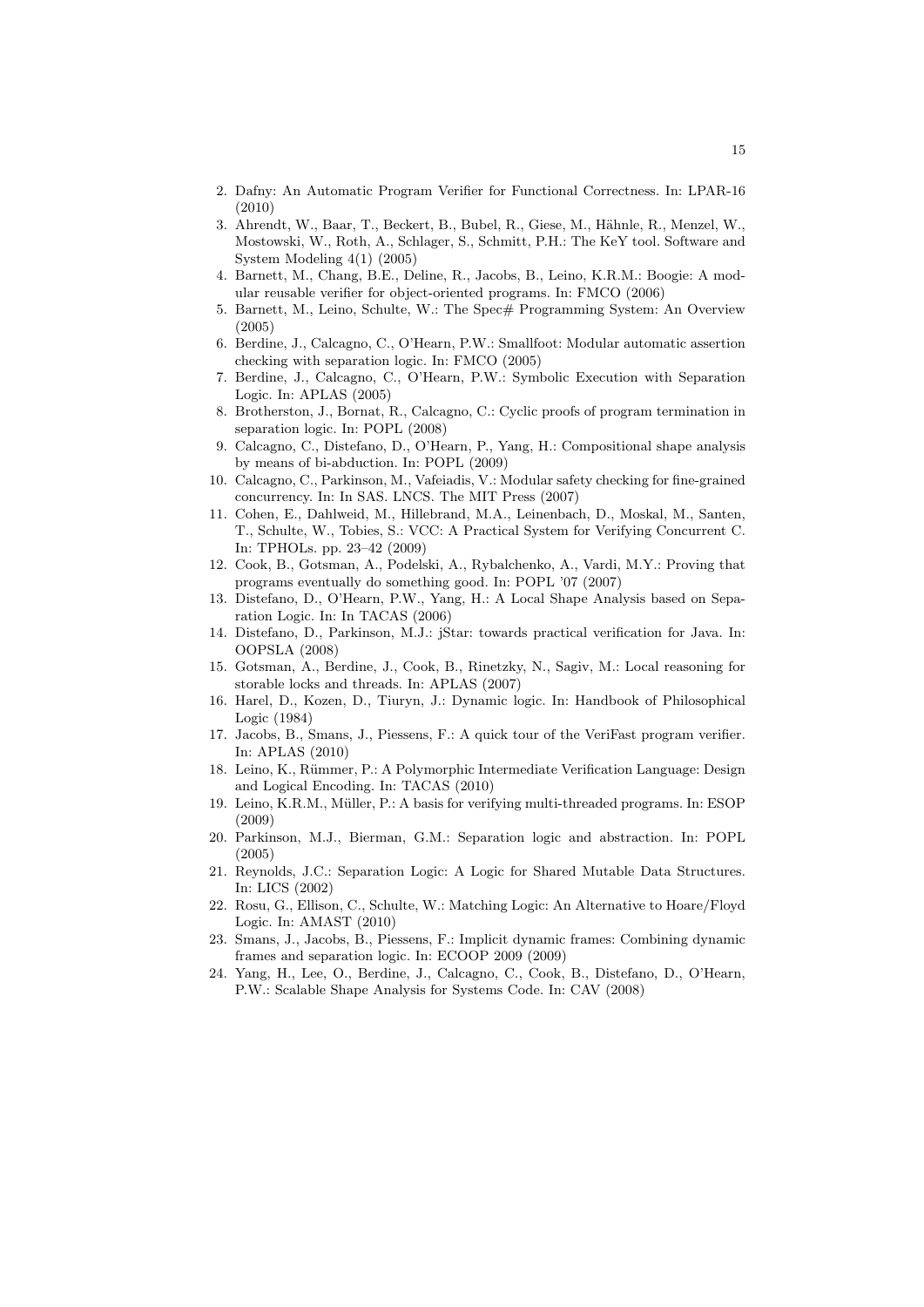2. Dafny: An Automatic Program Verifier for Functional Correctness. In: LPAR-16 (2010)
3. Ahrendt, W., Baar, T., Beckert, B., Bubel, R., Giese, M., Hähnle, R., Menzel, W., Mostowski, W., Roth, A., Schlager, S., Schmitt, P.H.: The KeY tool. Software and System Modeling 4(1) (2005)
4. Barnett, M., Chang, B.E., Deline, R., Jacobs, B., Leino, K.R.M.: Boogie: A modular reusable verifier for object-oriented programs. In: FMCO (2006)
5. Barnett, M., Leino, Schulte, W.: The Spec# Programming System: An Overview (2005)
6. Berdine, J., Calcagno, C., O'Hearn, P.W.: Smallfoot: Modular automatic assertion checking with separation logic. In: FMCO (2005)
7. Berdine, J., Calcagno, C., O'Hearn, P.W.: Symbolic Execution with Separation Logic. In: APLAS (2005)
8. Brotherston, J., Bornat, R., Calcagno, C.: Cyclic proofs of program termination in separation logic. In: POPL (2008)
9. Calcagno, C., Distefano, D., O'Hearn, P., Yang, H.: Compositional shape analysis by means of bi-abduction. In: POPL (2009)
10. Calcagno, C., Parkinson, M., Vafeiadis, V.: Modular safety checking for fine-grained concurrency. In: In SAS. LNCS. The MIT Press (2007)
11. Cohen, E., Dahlweid, M., Hillebrand, M.A., Leinenbach, D., Moskal, M., Santen, T., Schulte, W., Tobies, S.: VCC: A Practical System for Verifying Concurrent C. In: TPHOLs. pp. 23–42 (2009)
12. Cook, B., Gotsman, A., Podelski, A., Rybalchenko, A., Vardi, M.Y.: Proving that programs eventually do something good. In: POPL '07 (2007)
13. Distefano, D., O'Hearn, P.W., Yang, H.: A Local Shape Analysis based on Separation Logic. In: In TACAS (2006)
14. Distefano, D., Parkinson, M.J.: jStar: towards practical verification for Java. In: OOPSLA (2008)
15. Gotsman, A., Berdine, J., Cook, B., Rinetzky, N., Sagiv, M.: Local reasoning for storable locks and threads. In: APLAS (2007)
16. Harel, D., Kozen, D., Tiuryn, J.: Dynamic logic. In: Handbook of Philosophical Logic (1984)
17. Jacobs, B., Smans, J., Piessens, F.: A quick tour of the VeriFast program verifier. In: APLAS (2010)
18. Leino, K., Rümmer, P.: A Polymorphic Intermediate Verification Language: Design and Logical Encoding. In: TACAS (2010)
19. Leino, K.R.M., Müller, P.: A basis for verifying multi-threaded programs. In: ESOP (2009)
20. Parkinson, M.J., Bierman, G.M.: Separation logic and abstraction. In: POPL (2005)
21. Reynolds, J.C.: Separation Logic: A Logic for Shared Mutable Data Structures. In: LICS (2002)
22. Rosu, G., Ellison, C., Schulte, W.: Matching Logic: An Alternative to Hoare/Floyd Logic. In: AMAST (2010)
23. Smans, J., Jacobs, B., Piessens, F.: Implicit dynamic frames: Combining dynamic frames and separation logic. In: ECOOP 2009 (2009)
24. Yang, H., Lee, O., Berdine, J., Calcagno, C., Cook, B., Distefano, D., O'Hearn, P.W.: Scalable Shape Analysis for Systems Code. In: CAV (2008)